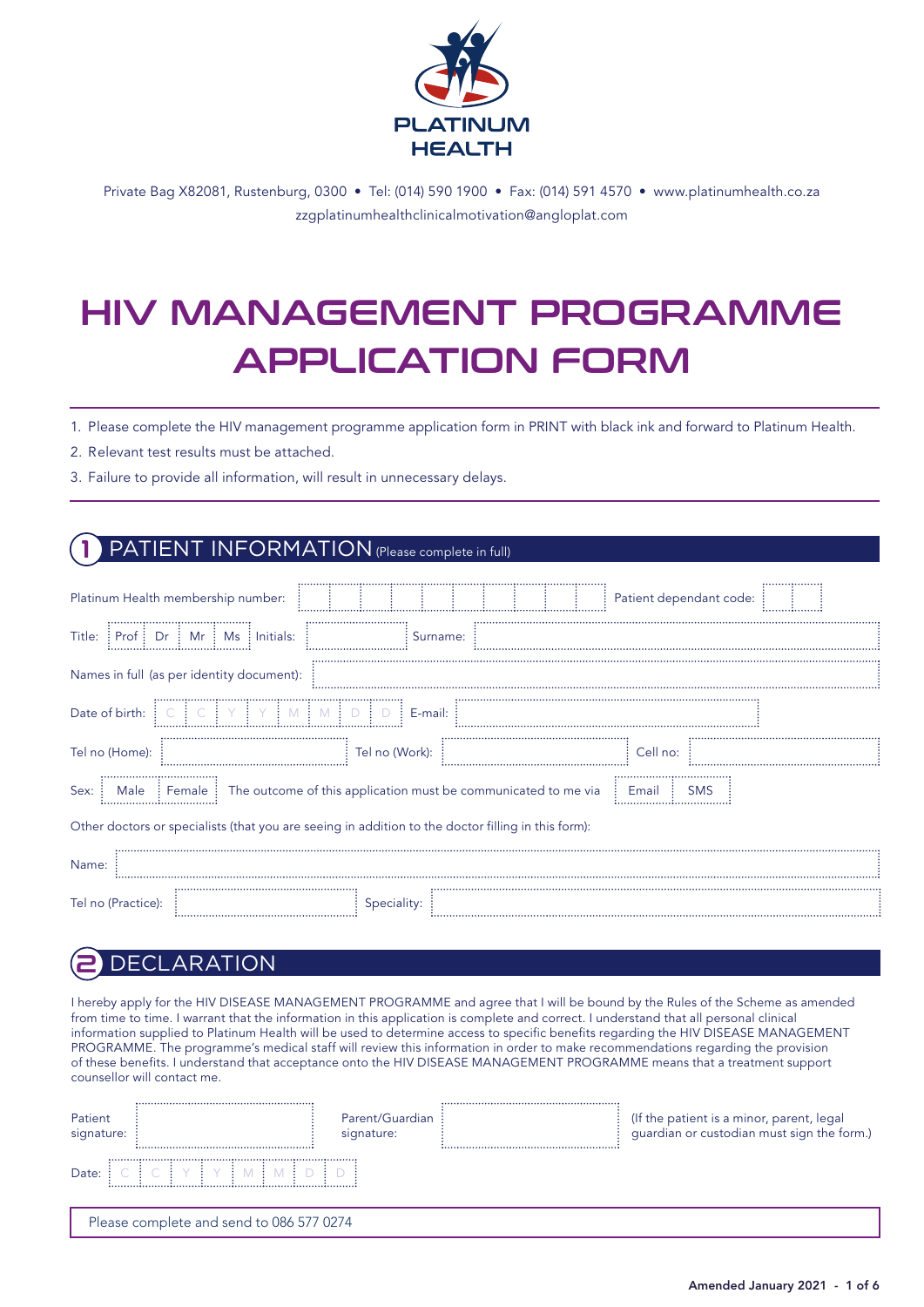PLATINUM HEALTH

Private Bag X82081, Rustenburg, 0300 • Tel: (014) 590 1900 • Fax: (014) 591 4570 • www.platinumhealth.co.za
zzgplatinumhealthclinicalmotivation@angloplat.com

# HIV MANAGEMENT PROGRAMME APPLICATION FORM

1. Please complete the HIV management programme application form in PRINT with black ink and forward to Platinum Health.
2. Relevant test results must be attached.
3. Failure to provide all information, will result in unnecessary delays.

## 1 PATIENT INFORMATION (Please complete in full)

Platinum Health membership number: | | | | | | | | | | | Patient dependant code: | | |

Title: Prof | Dr | Mr | Ms   Initials: ____________ Surname: ____________

Names in full (as per identity document): ____________

Date of birth: C C Y Y M M D D   E-mail: ____________

Tel no (Home): ____________ Tel no (Work): ____________ Cell no: ____________

Sex: Male | Female   The outcome of this application must be communicated to me via Email | SMS

Other doctors or specialists (that you are seeing in addition to the doctor filling in this form):

Name: ____________

Tel no (Practice): ____________ Speciality: ____________

## 2 DECLARATION

I hereby apply for the HIV DISEASE MANAGEMENT PROGRAMME and agree that I will be bound by the Rules of the Scheme as amended from time to time. I warrant that the information in this application is complete and correct. I understand that all personal clinical information supplied to Platinum Health will be used to determine access to specific benefits regarding the HIV DISEASE MANAGEMENT PROGRAMME. The programme's medical staff will review this information in order to make recommendations regarding the provision of these benefits. I understand that acceptance onto the HIV DISEASE MANAGEMENT PROGRAMME means that a treatment support counsellor will contact me.

Patient signature: ____________ Parent/Guardian signature: ____________ (If the patient is a minor, parent, legal guardian or custodian must sign the form.)

Date: C C Y Y M M D D

Please complete and send to 086 577 0274

Amended January 2021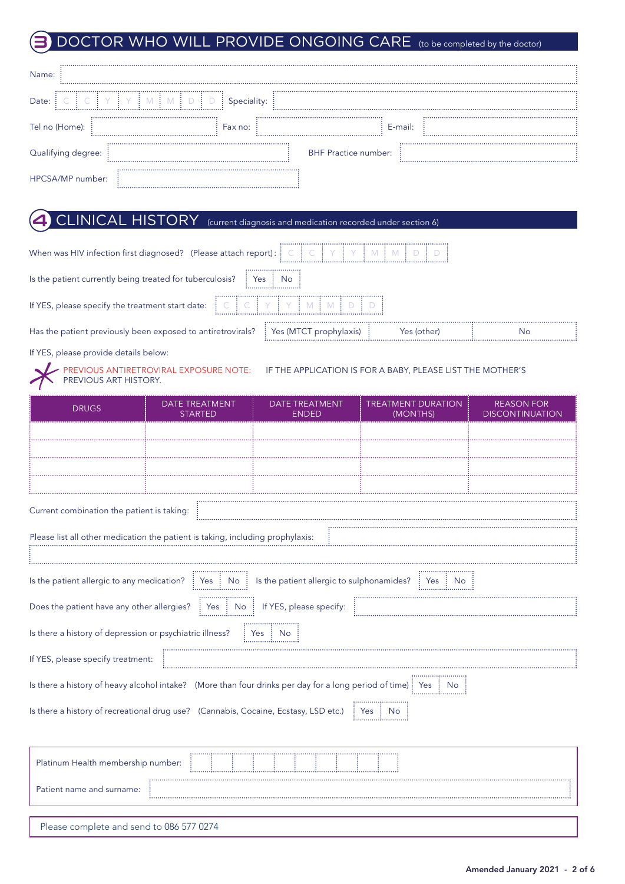## 3 DOCTOR WHO WILL PROVIDE ONGOING CARE (to be completed by the doctor)

Name:

Date: C C Y Y M M D D Speciality:

Tel no (Home): Fax no: E-mail:

Qualifying degree: BHF Practice number:

HPCSA/MP number:

## 4 CLINICAL HISTORY (current diagnosis and medication recorded under section 6)

When was HIV infection first diagnosed? (Please attach report): C C Y Y M M D D

Is the patient currently being treated for tuberculosis? Yes No

If YES, please specify the treatment start date: C C Y Y M M D D

Has the patient previously been exposed to antiretrovirals? Yes (MTCT prophylaxis) Yes (other) No

If YES, please provide details below:

PREVIOUS ANTIRETROVIRAL EXPOSURE NOTE: IF THE APPLICATION IS FOR A BABY, PLEASE LIST THE MOTHER'S PREVIOUS ART HISTORY.

| DRUGS | DATE TREATMENT STARTED | DATE TREATMENT ENDED | TREATMENT DURATION (MONTHS) | REASON FOR DISCONTINUATION |
|---|---|---|---|---|
| | | | | |
| | | | | |
| | | | | |
| | | | | |

Current combination the patient is taking:

Please list all other medication the patient is taking, including prophylaxis:

Is the patient allergic to any medication? Yes No Is the patient allergic to sulphonamides? Yes No

Does the patient have any other allergies? Yes No If YES, please specify:

Is there a history of depression or psychiatric illness? Yes No

If YES, please specify treatment:

Is there a history of heavy alcohol intake? (More than four drinks per day for a long period of time) Yes No

Is there a history of recreational drug use? (Cannabis, Cocaine, Ecstasy, LSD etc.) Yes No

Platinum Health membership number:

Patient name and surname:

Please complete and send to 086 577 0274

Amended January 2021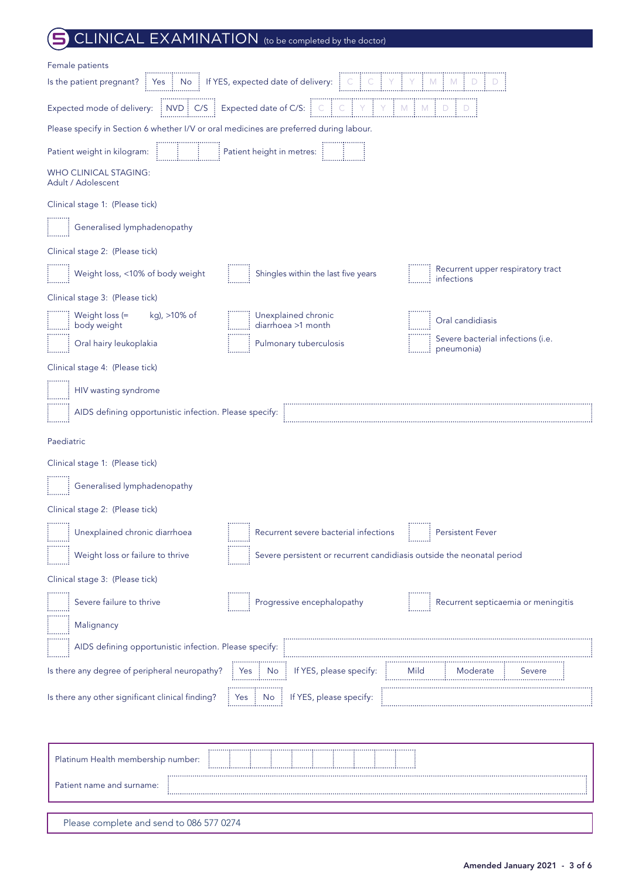# 5 CLINICAL EXAMINATION (to be completed by the doctor)

Female patients

Is the patient pregnant? Yes | No    If YES, expected date of delivery: C C Y Y M M D D

Expected mode of delivery: NVD | C/S    Expected date of C/S: C C Y Y M M D D

Please specify in Section 6 whether I/V or oral medicines are preferred during labour.

Patient weight in kilogram: ☐☐☐    Patient height in metres: ☐☐

WHO CLINICAL STAGING:
Adult / Adolescent

Clinical stage 1: (Please tick)

- ☐ Generalised lymphadenopathy

Clinical stage 2: (Please tick)

- ☐ Weight loss, <10% of body weight
- ☐ Shingles within the last five years
- ☐ Recurrent upper respiratory tract infections

Clinical stage 3: (Please tick)

- ☐ Weight loss (= kg), >10% of body weight
- ☐ Unexplained chronic diarrhoea >1 month
- ☐ Oral candidiasis
- ☐ Oral hairy leukoplakia
- ☐ Pulmonary tuberculosis
- ☐ Severe bacterial infections (i.e. pneumonia)

Clinical stage 4: (Please tick)

- ☐ HIV wasting syndrome
- ☐ AIDS defining opportunistic infection. Please specify: ________________

Paediatric

Clinical stage 1: (Please tick)

- ☐ Generalised lymphadenopathy

Clinical stage 2: (Please tick)

- ☐ Unexplained chronic diarrhoea
- ☐ Recurrent severe bacterial infections
- ☐ Persistent Fever
- ☐ Weight loss or failure to thrive
- ☐ Severe persistent or recurrent candidiasis outside the neonatal period

Clinical stage 3: (Please tick)

- ☐ Severe failure to thrive
- ☐ Progressive encephalopathy
- ☐ Recurrent septicaemia or meningitis
- ☐ Malignancy
- ☐ AIDS defining opportunistic infection. Please specify: ________________

Is there any degree of peripheral neuropathy? Yes | No    If YES, please specify: Mild | Moderate | Severe

Is there any other significant clinical finding? Yes | No    If YES, please specify: ________________

Platinum Health membership number: ☐☐☐☐☐☐☐☐☐☐

Patient name and surname: ________________

Please complete and send to 086 577 0274

Amended January 2021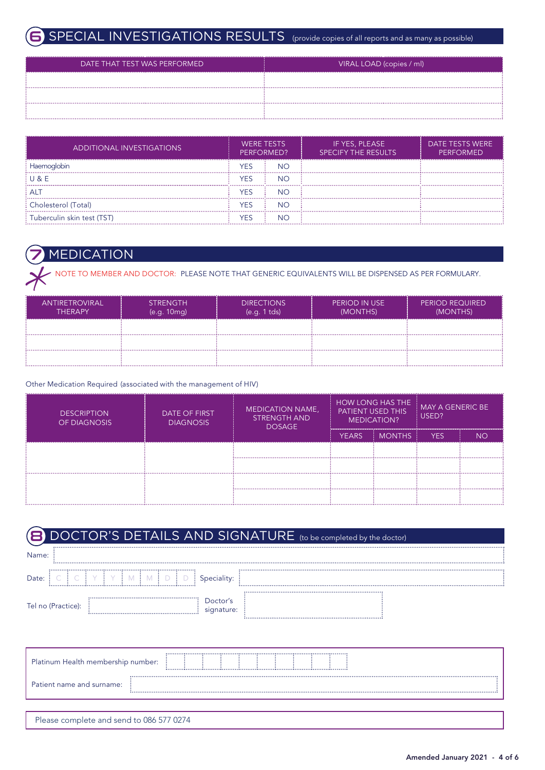## 6 SPECIAL INVESTIGATIONS RESULTS (provide copies of all reports and as many as possible)

| DATE THAT TEST WAS PERFORMED | VIRAL LOAD (copies / ml) |
|---|---|
| | |
| | |
| | |

| ADDITIONAL INVESTIGATIONS | WERE TESTS PERFORMED? | | IF YES, PLEASE SPECIFY THE RESULTS | DATE TESTS WERE PERFORMED |
|---|---|---|---|---|
| Haemoglobin | YES | NO | | |
| U & E | YES | NO | | |
| ALT | YES | NO | | |
| Cholesterol (Total) | YES | NO | | |
| Tuberculin skin test (TST) | YES | NO | | |

## 7 MEDICATION

NOTE TO MEMBER AND DOCTOR: PLEASE NOTE THAT GENERIC EQUIVALENTS WILL BE DISPENSED AS PER FORMULARY.

| ANTIRETROVIRAL THERAPY | STRENGTH (e.g. 10mg) | DIRECTIONS (e.g. 1 tds) | PERIOD IN USE (MONTHS) | PERIOD REQUIRED (MONTHS) |
|---|---|---|---|---|
| | | | | |
| | | | | |
| | | | | |

Other Medication Required (associated with the management of HIV)

| DESCRIPTION OF DIAGNOSIS | DATE OF FIRST DIAGNOSIS | MEDICATION NAME, STRENGTH AND DOSAGE | HOW LONG HAS THE PATIENT USED THIS MEDICATION? | | MAY A GENERIC BE USED? | |
|---|---|---|---|---|---|---|
| | | | YEARS | MONTHS | YES | NO |
| | | | | | | |
| | | | | | | |
| | | | | | | |
| | | | | | | |

## 8 DOCTOR'S DETAILS AND SIGNATURE (to be completed by the doctor)

Name:

Date: C C Y Y M M D D Speciality:

Tel no (Practice): Doctor's signature:

Platinum Health membership number:

Patient name and surname:

Please complete and send to 086 577 0274

Amended January 2021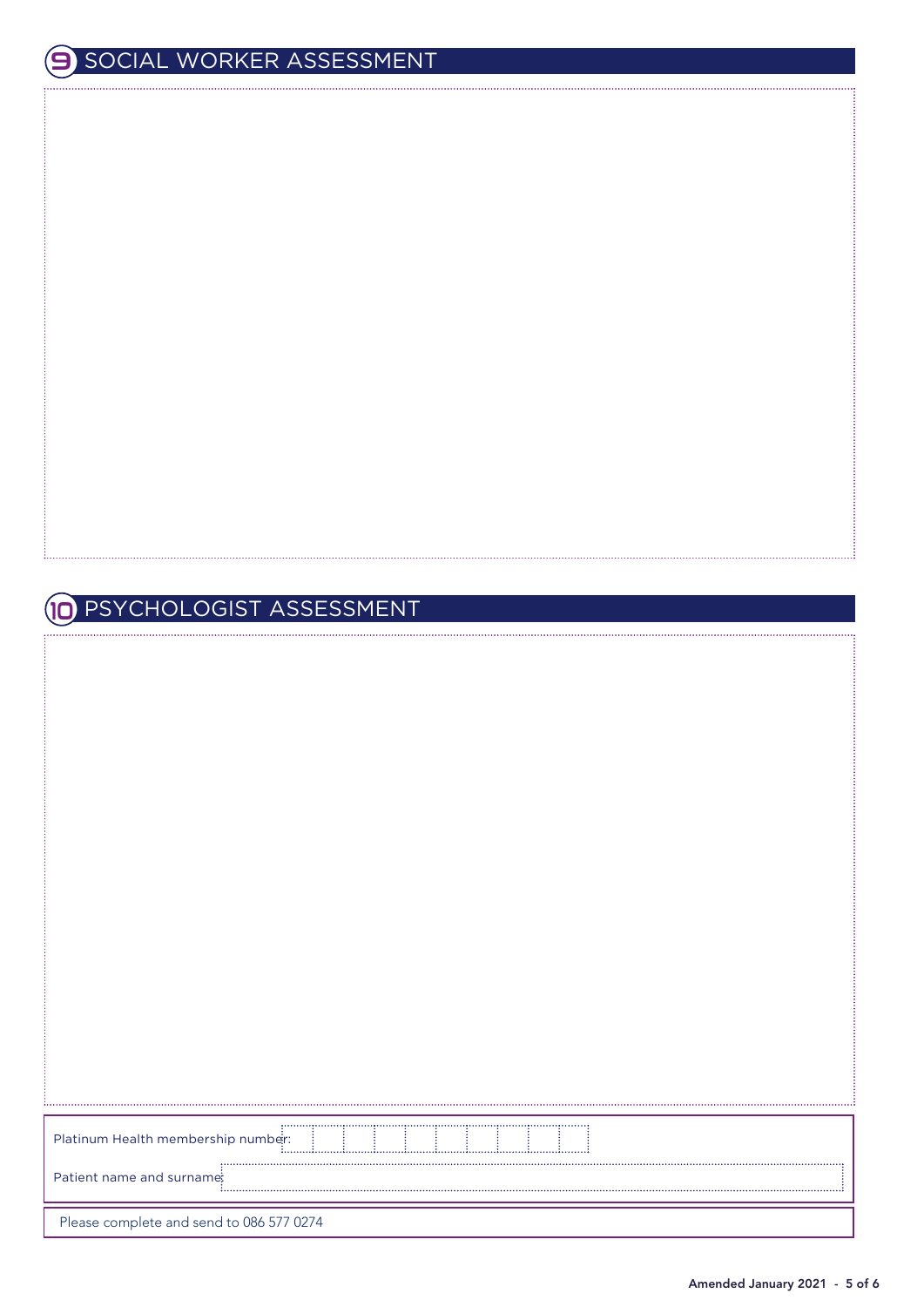## 9 SOCIAL WORKER ASSESSMENT

## 10 PSYCHOLOGIST ASSESSMENT

Platinum Health membership number:

Patient name and surname:

Please complete and send to 086 577 0274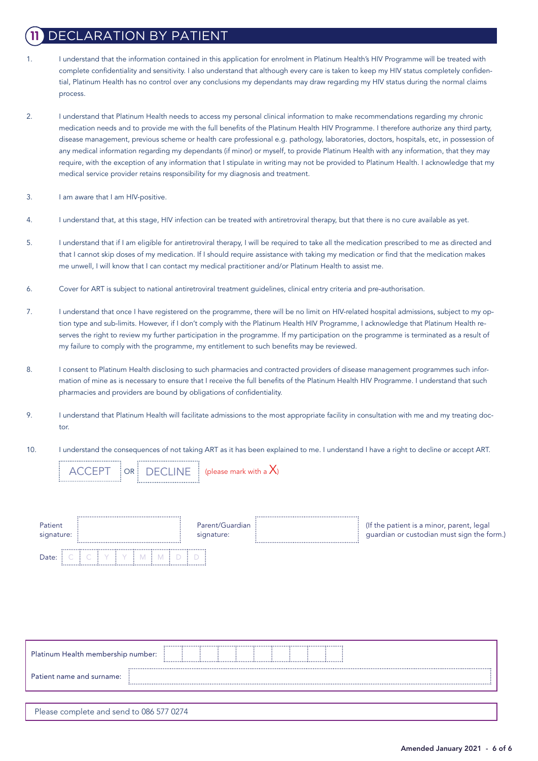## 11 DECLARATION BY PATIENT

1. I understand that the information contained in this application for enrolment in Platinum Health's HIV Programme will be treated with complete confidentiality and sensitivity. I also understand that although every care is taken to keep my HIV status completely confidential, Platinum Health has no control over any conclusions my dependants may draw regarding my HIV status during the normal claims process.

2. I understand that Platinum Health needs to access my personal clinical information to make recommendations regarding my chronic medication needs and to provide me with the full benefits of the Platinum Health HIV Programme. I therefore authorize any third party, disease management, previous scheme or health care professional e.g. pathology, laboratories, doctors, hospitals, etc, in possession of any medical information regarding my dependants (if minor) or myself, to provide Platinum Health with any information, that they may require, with the exception of any information that I stipulate in writing may not be provided to Platinum Health. I acknowledge that my medical service provider retains responsibility for my diagnosis and treatment.

3. I am aware that I am HIV-positive.

4. I understand that, at this stage, HIV infection can be treated with antiretroviral therapy, but that there is no cure available as yet.

5. I understand that if I am eligible for antiretroviral therapy, I will be required to take all the medication prescribed to me as directed and that I cannot skip doses of my medication. If I should require assistance with taking my medication or find that the medication makes me unwell, I will know that I can contact my medical practitioner and/or Platinum Health to assist me.

6. Cover for ART is subject to national antiretroviral treatment guidelines, clinical entry criteria and pre-authorisation.

7. I understand that once I have registered on the programme, there will be no limit on HIV-related hospital admissions, subject to my option type and sub-limits. However, if I don't comply with the Platinum Health HIV Programme, I acknowledge that Platinum Health reserves the right to review my further participation in the programme. If my participation on the programme is terminated as a result of my failure to comply with the programme, my entitlement to such benefits may be reviewed.

8. I consent to Platinum Health disclosing to such pharmacies and contracted providers of disease management programmes such information of mine as is necessary to ensure that I receive the full benefits of the Platinum Health HIV Programme. I understand that such pharmacies and providers are bound by obligations of confidentiality.

9. I understand that Platinum Health will facilitate admissions to the most appropriate facility in consultation with me and my treating doctor.

10. I understand the consequences of not taking ART as it has been explained to me. I understand I have a right to decline or accept ART.

ACCEPT OR DECLINE (please mark with a X)

Patient signature: ____________ Parent/Guardian signature: ____________ (If the patient is a minor, parent, legal guardian or custodian must sign the form.)

Date: C C Y Y M M D D

Platinum Health membership number: ____________

Patient name and surname: ____________

Please complete and send to 086 577 0274

Amended January 2021